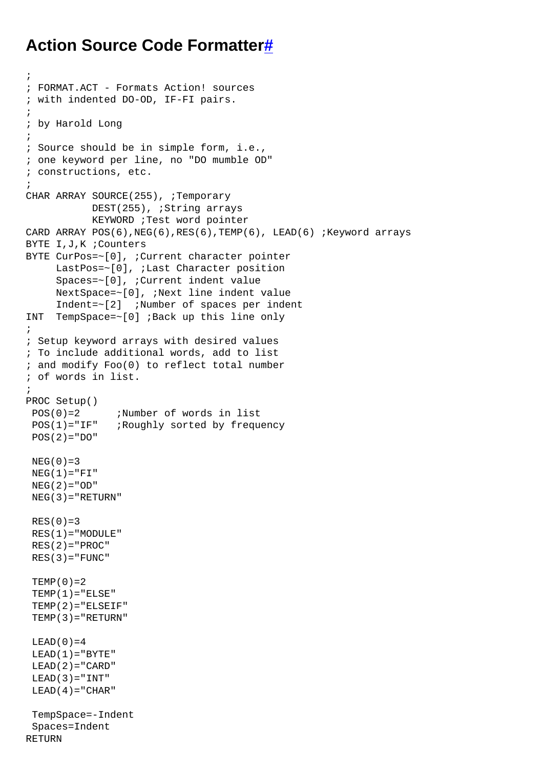# Action Source Code Formatter#

```
;
; FORMAT.ACT - Formats Action! sources
; with indented DO-OD, IF-FI pairs.
;
; by Harold Long
;
; Source should be in simple form, i.e.,
; one keyword per line, no "DO mumble OD"
; constructions, etc.
;
CHAR ARRAY SOURCE(255), ;Temporary
           DEST(255), ;String arrays
           KEYWORD ;Test word pointer
CARD ARRAY POS(6),NEG(6),RES(6),TEMP(6), LEAD(6) ;Keyword arrays
BYTE I,J,K ;Counters
BYTE CurPos=~[0], ;Current character pointer
     LastPos=~[0], ;Last Character position
     Spaces=~[0], ;Current indent value
     NextSpace=~[0], ;Next line indent value
     Indent=~[2]  ;Number of spaces per indent
INT  TempSpace=~[0] ;Back up this line only
;
; Setup keyword arrays with desired values
; To include additional words, add to list
; and modify Foo(0) to reflect total number
; of words in list.
;
PROC Setup()
 POS(0)=2      ;Number of words in list
 POS(1)="IF"   ;Roughly sorted by frequency
 POS(2)="DO"

 NEG(0)=3
 NEG(1)="FI"
 NEG(2)="OD"
 NEG(3)="RETURN"

 RES(0)=3
 RES(1)="MODULE"
 RES(2)="PROC"
 RES(3)="FUNC"

 TEMP(0)=2
 TEMP(1)="ELSE"
 TEMP(2)="ELSEIF"
 TEMP(3)="RETURN"

 LEAD(0)=4
 LEAD(1)="BYTE"
 LEAD(2)="CARD"
 LEAD(3)="INT"
 LEAD(4)="CHAR"

 TempSpace=-Indent
 Spaces=Indent
RETURN
```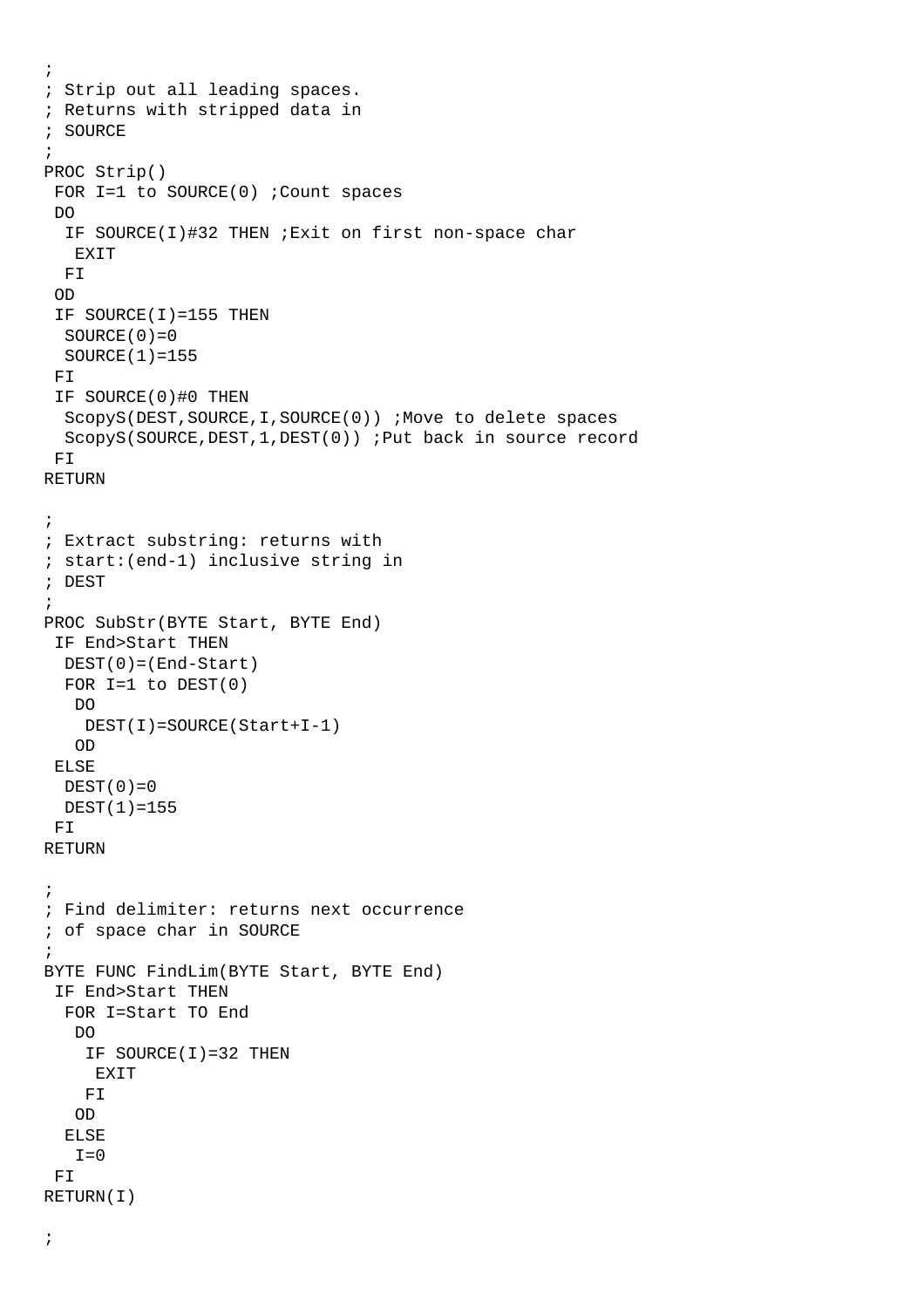```
;
; Strip out all leading spaces.
; Returns with stripped data in
; SOURCE
;
PROC Strip()
 FOR I=1 to SOURCE(0) ;Count spaces
 DO
  IF SOURCE(I)#32 THEN ;Exit on first non-space char
   EXIT
  FI
 OD
 IF SOURCE(I)=155 THEN
  SOURCE(0)=0
  SOURCE(1)=155
 FI
 IF SOURCE(0)#0 THEN
  ScopyS(DEST,SOURCE,I,SOURCE(0)) ;Move to delete spaces
  ScopyS(SOURCE,DEST,1,DEST(0)) ;Put back in source record
 FI
RETURN

;
; Extract substring: returns with
; start:(end-1) inclusive string in
; DEST
;
PROC SubStr(BYTE Start, BYTE End)
 IF End>Start THEN
  DEST(0)=(End-Start)
  FOR I=1 to DEST(0)
   DO
    DEST(I)=SOURCE(Start+I-1)
   OD
 ELSE
  DEST(0)=0
  DEST(1)=155
 FI
RETURN

;
; Find delimiter: returns next occurrence
; of space char in SOURCE
;
BYTE FUNC FindLim(BYTE Start, BYTE End)
 IF End>Start THEN
  FOR I=Start TO End
   DO
    IF SOURCE(I)=32 THEN
     EXIT
    FI
   OD
  ELSE
   I=0
 FI
RETURN(I)

;
```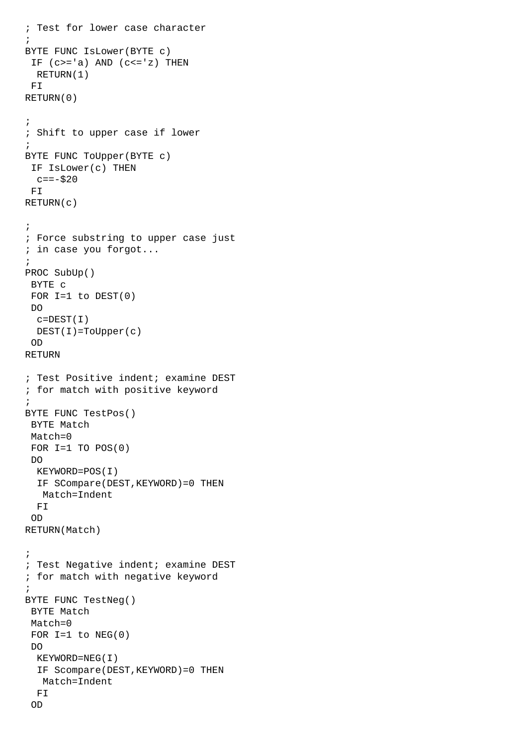```
; Test for lower case character
;
BYTE FUNC IsLower(BYTE c)
 IF (c>='a) AND (c<='z) THEN
  RETURN(1)
 FI
RETURN(0)

;
; Shift to upper case if lower
;
BYTE FUNC ToUpper(BYTE c)
 IF IsLower(c) THEN
  c==-$20
 FI
RETURN(c)

;
; Force substring to upper case just
; in case you forgot...
;
PROC SubUp()
 BYTE c
 FOR I=1 to DEST(0)
 DO
  c=DEST(I)
  DEST(I)=ToUpper(c)
 OD
RETURN

; Test Positive indent; examine DEST
; for match with positive keyword
;
BYTE FUNC TestPos()
 BYTE Match
 Match=0
 FOR I=1 TO POS(0)
 DO
  KEYWORD=POS(I)
  IF SCompare(DEST,KEYWORD)=0 THEN
   Match=Indent
  FI
 OD
RETURN(Match)

;
; Test Negative indent; examine DEST
; for match with negative keyword
;
BYTE FUNC TestNeg()
 BYTE Match
 Match=0
 FOR I=1 to NEG(0)
 DO
  KEYWORD=NEG(I)
  IF Scompare(DEST,KEYWORD)=0 THEN
   Match=Indent
  FI
 OD
```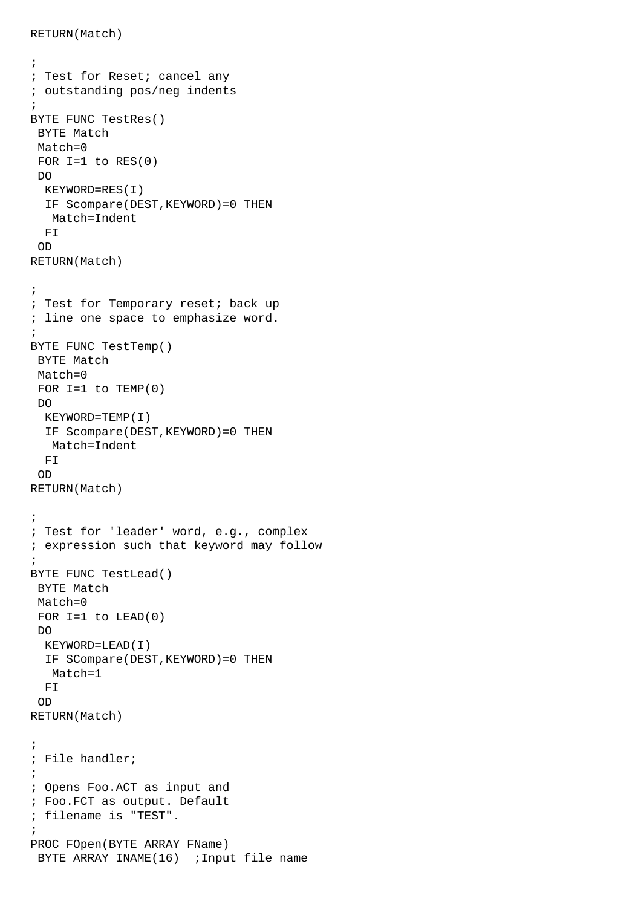```
RETURN(Match)

;
; Test for Reset; cancel any
; outstanding pos/neg indents
;
BYTE FUNC TestRes()
 BYTE Match
 Match=0
 FOR I=1 to RES(0)
 DO
  KEYWORD=RES(I)
  IF Scompare(DEST,KEYWORD)=0 THEN
   Match=Indent
  FI
 OD
RETURN(Match)

;
; Test for Temporary reset; back up
; line one space to emphasize word.
;
BYTE FUNC TestTemp()
 BYTE Match
 Match=0
 FOR I=1 to TEMP(0)
 DO
  KEYWORD=TEMP(I)
  IF Scompare(DEST,KEYWORD)=0 THEN
   Match=Indent
  FI
 OD
RETURN(Match)

;
; Test for 'leader' word, e.g., complex
; expression such that keyword may follow
;
BYTE FUNC TestLead()
 BYTE Match
 Match=0
 FOR I=1 to LEAD(0)
 DO
  KEYWORD=LEAD(I)
  IF SCompare(DEST,KEYWORD)=0 THEN
   Match=1
  FI
 OD
RETURN(Match)

;
; File handler;
;
; Opens Foo.ACT as input and
; Foo.FCT as output. Default
; filename is "TEST".
;
PROC FOpen(BYTE ARRAY FName)
 BYTE ARRAY INAME(16)  ;Input file name
```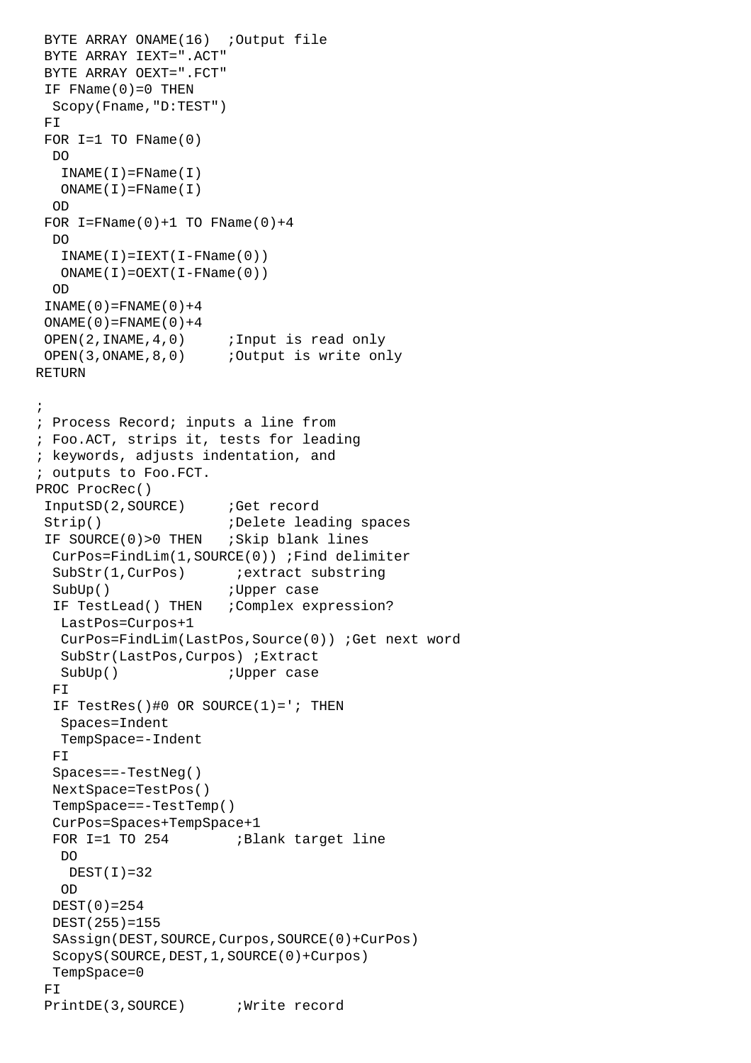```
 BYTE ARRAY ONAME(16)  ;Output file
 BYTE ARRAY IEXT=".ACT"
 BYTE ARRAY OEXT=".FCT"
 IF FName(0)=0 THEN
  Scopy(Fname,"D:TEST")
 FI
 FOR I=1 TO FName(0)
  DO
   INAME(I)=FName(I)
   ONAME(I)=FName(I)
  OD
 FOR I=FName(0)+1 TO FName(0)+4
  DO
   INAME(I)=IEXT(I-FName(0))
   ONAME(I)=OEXT(I-FName(0))
  OD
 INAME(0)=FNAME(0)+4
 ONAME(0)=FNAME(0)+4
 OPEN(2,INAME,4,0)     ;Input is read only
 OPEN(3,ONAME,8,0)     ;Output is write only
RETURN

;
; Process Record; inputs a line from
; Foo.ACT, strips it, tests for leading
; keywords, adjusts indentation, and
; outputs to Foo.FCT.
PROC ProcRec()
 InputSD(2,SOURCE)     ;Get record
 Strip()               ;Delete leading spaces
 IF SOURCE(0)>0 THEN   ;Skip blank lines
  CurPos=FindLim(1,SOURCE(0)) ;Find delimiter
  SubStr(1,CurPos)      ;extract substring
  SubUp()              ;Upper case
  IF TestLead() THEN   ;Complex expression?
   LastPos=Curpos+1
   CurPos=FindLim(LastPos,Source(0)) ;Get next word
   SubStr(LastPos,Curpos) ;Extract
   SubUp()             ;Upper case
  FI
  IF TestRes()#0 OR SOURCE(1)='; THEN
   Spaces=Indent
   TempSpace=-Indent
  FI
  Spaces==-TestNeg()
  NextSpace=TestPos()
  TempSpace==-TestTemp()
  CurPos=Spaces+TempSpace+1
  FOR I=1 TO 254        ;Blank target line
   DO
    DEST(I)=32
   OD
  DEST(0)=254
  DEST(255)=155
  SAssign(DEST,SOURCE,Curpos,SOURCE(0)+CurPos)
  ScopyS(SOURCE,DEST,1,SOURCE(0)+Curpos)
  TempSpace=0
 FI
 PrintDE(3,SOURCE)      ;Write record
```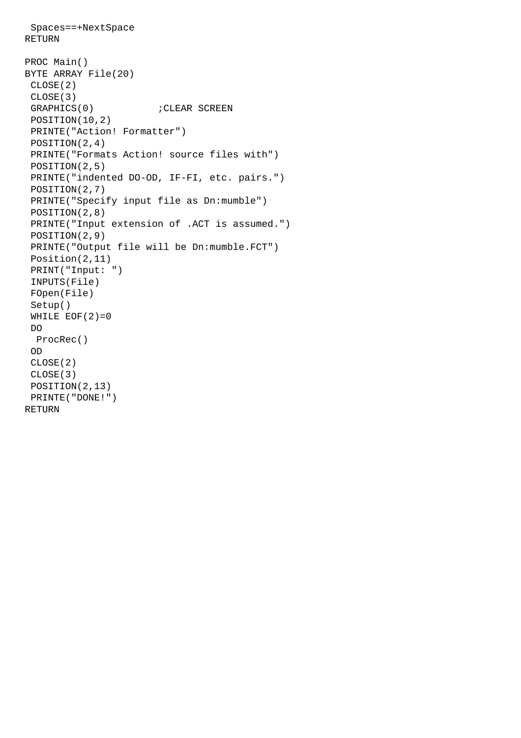```
 Spaces==+NextSpace
RETURN

PROC Main()
BYTE ARRAY File(20)
 CLOSE(2)
 CLOSE(3)
 GRAPHICS(0)           ;CLEAR SCREEN
 POSITION(10,2)
 PRINTE("Action! Formatter")
 POSITION(2,4)
 PRINTE("Formats Action! source files with")
 POSITION(2,5)
 PRINTE("indented DO-OD, IF-FI, etc. pairs.")
 POSITION(2,7)
 PRINTE("Specify input file as Dn:mumble")
 POSITION(2,8)
 PRINTE("Input extension of .ACT is assumed.")
 POSITION(2,9)
 PRINTE("Output file will be Dn:mumble.FCT")
 Position(2,11)
 PRINT("Input: ")
 INPUTS(File)
 FOpen(File)
 Setup()
 WHILE EOF(2)=0
 DO
  ProcRec()
 OD
 CLOSE(2)
 CLOSE(3)
 POSITION(2,13)
 PRINTE("DONE!")
RETURN
```